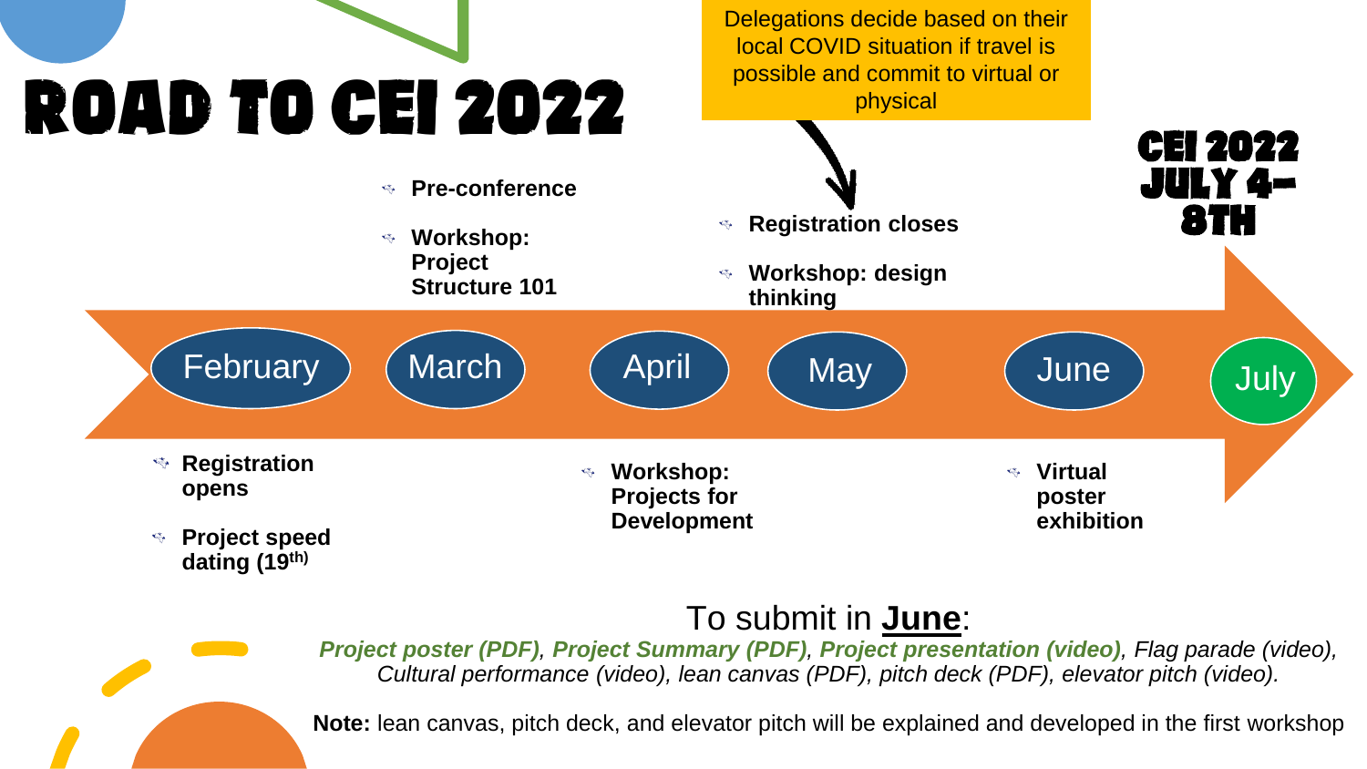# ROAD TO CEI 2022

**CEI 2022 JULY 4–8TH**

> Delegations decide based on their local COVID situation if travel is possible and commit to virtual or physical

## February
- **Registration opens**
- **Project speed dating (19th)**

## March
- **Pre-conference**
- **Workshop: Project Structure 101**

## April
- **Workshop: Projects for Development**

## May
- **Registration closes**
- **Workshop: design thinking**

## June
- **Virtual poster exhibition**

## July

To submit in **June**:

***Project poster (PDF)***, ***Project Summary (PDF)***, ***Project presentation (video)***, *Flag parade (video), Cultural performance (video), lean canvas (PDF), pitch deck (PDF), elevator pitch (video).*

**Note:** lean canvas, pitch deck, and elevator pitch will be explained and developed in the first workshop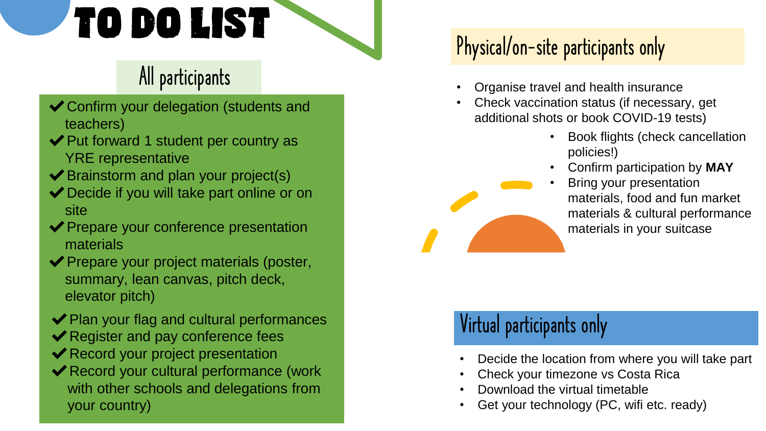# TO DO LIST

## All participants

- ✔ Confirm your delegation (students and teachers)
- ✔ Put forward 1 student per country as YRE representative
- ✔ Brainstorm and plan your project(s)
- ✔ Decide if you will take part online or on site
- ✔ Prepare your conference presentation materials
- ✔ Prepare your project materials (poster, summary, lean canvas, pitch deck, elevator pitch)
- ✔ Plan your flag and cultural performances
- ✔ Register and pay conference fees
- ✔ Record your project presentation
- ✔ Record your cultural performance (work with other schools and delegations from your country)

## Physical/on-site participants only

- Organise travel and health insurance
- Check vaccination status (if necessary, get additional shots or book COVID-19 tests)
- Book flights (check cancellation policies!)
- Confirm participation by **MAY**
- Bring your presentation materials, food and fun market materials & cultural performance materials in your suitcase

## Virtual participants only

- Decide the location from where you will take part
- Check your timezone vs Costa Rica
- Download the virtual timetable
- Get your technology (PC, wifi etc. ready)